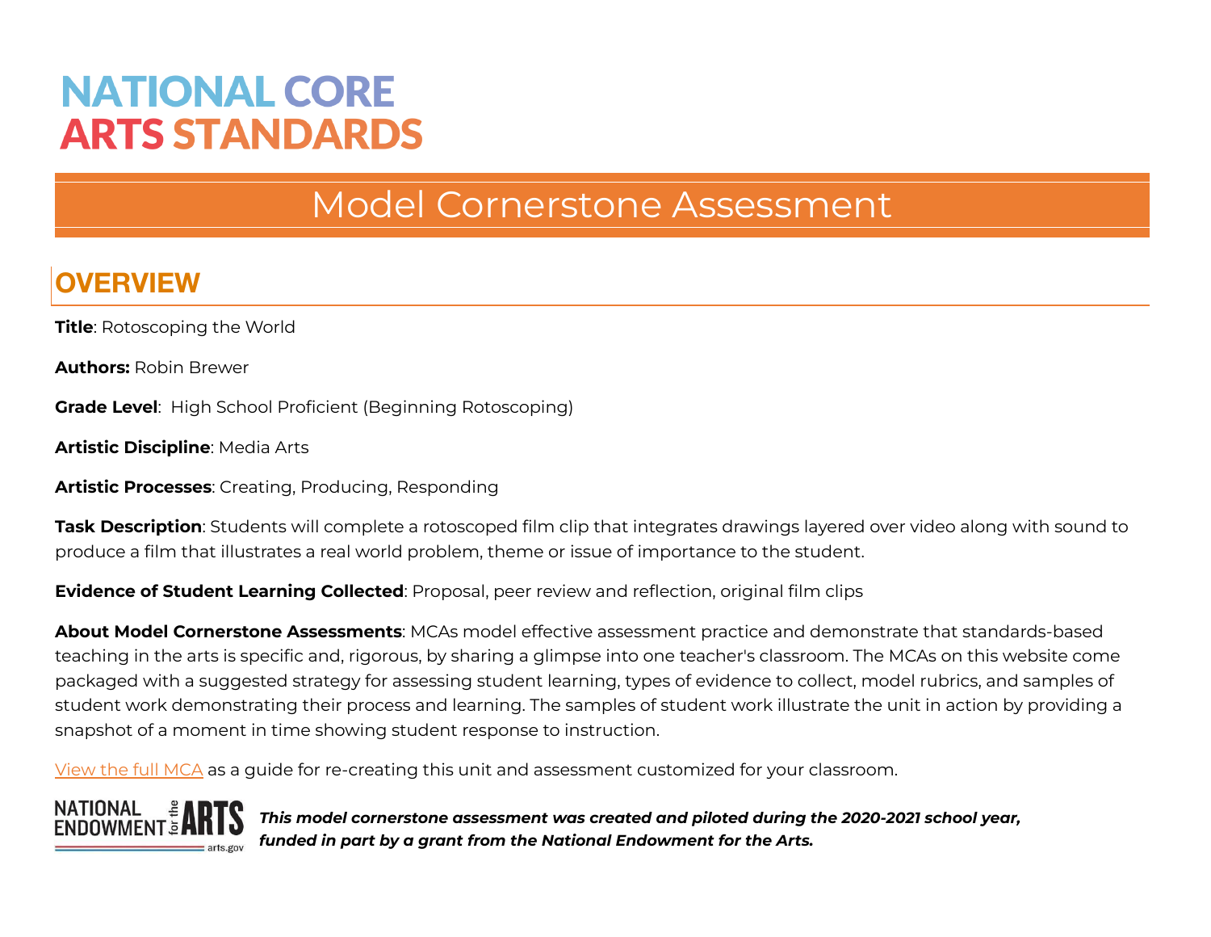# NATIONAL CORE ARTS STANDARDS

## Model Cornerstone Assessment

## OVERVIEW

**Title**: Rotoscoping the World

**Authors:** Robin Brewer

**Grade Level**: High School Proficient (Beginning Rotoscoping)

**Artistic Discipline**: Media Arts

**Artistic Processes**: Creating, Producing, Responding

**Task Description**: Students will complete a rotoscoped film clip that integrates drawings layered over video along with sound to produce a film that illustrates a real world problem, theme or issue of importance to the student.

**Evidence of Student Learning Collected**: Proposal, peer review and reflection, original film clips

**About Model Cornerstone Assessments**: MCAs model effective assessment practice and demonstrate that standards-based teaching in the arts is specific and, rigorous, by sharing a glimpse into one teacher's classroom. The MCAs on this website come packaged with a suggested strategy for assessing student learning, types of evidence to collect, model rubrics, and samples of student work demonstrating their process and learning. The samples of student work illustrate the unit in action by providing a snapshot of a moment in time showing student response to instruction.

View the full MCA as a guide for re-creating this unit and assessment customized for your classroom.

NATIONAL ENDOWMENT for the ARTS arts.gov

***This model cornerstone assessment was created and piloted during the 2020-2021 school year, funded in part by a grant from the National Endowment for the Arts.***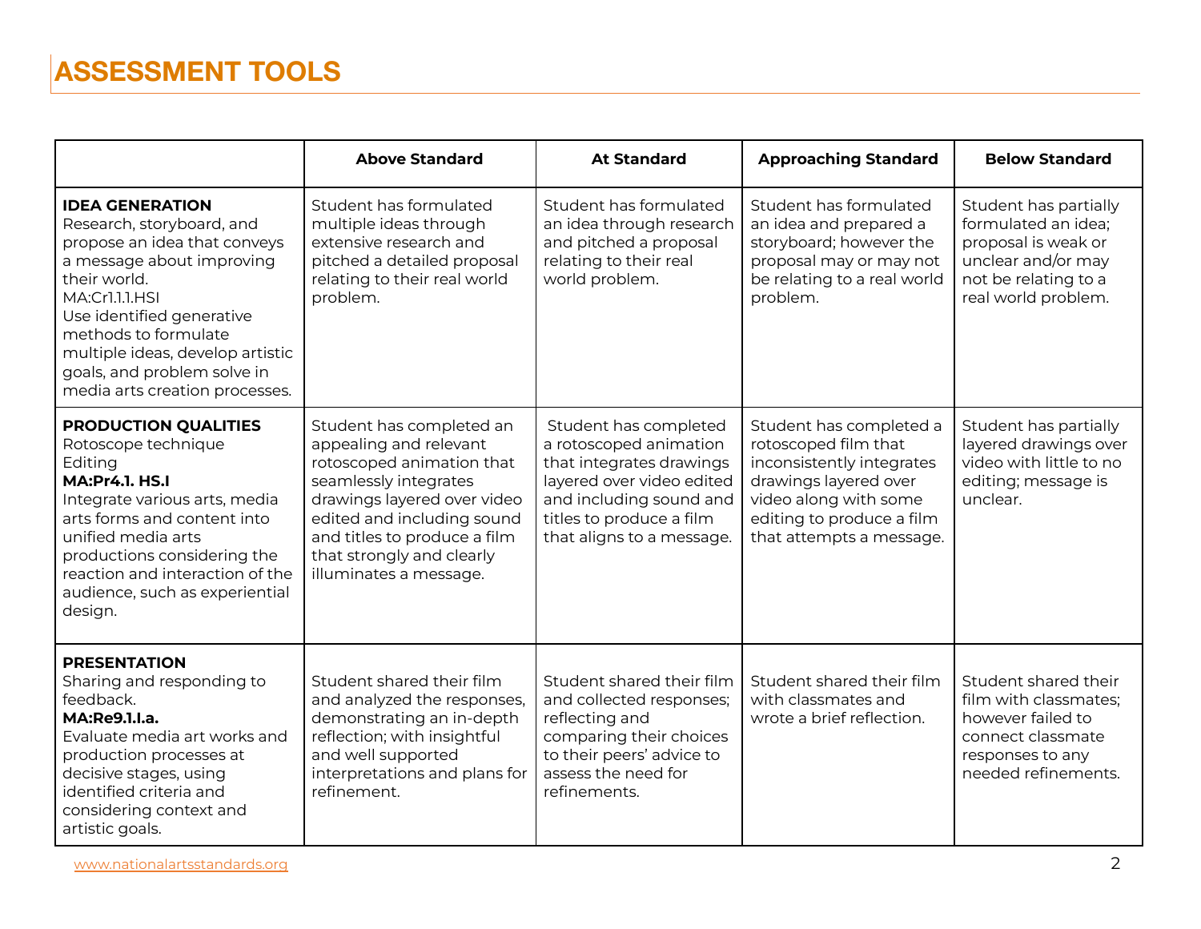# ASSESSMENT TOOLS

| | Above Standard | At Standard | Approaching Standard | Below Standard |
|---|---|---|---|---|
| **IDEA GENERATION** Research, storyboard, and propose an idea that conveys a message about improving their world. MA:Cr1.1.1.HSI Use identified generative methods to formulate multiple ideas, develop artistic goals, and problem solve in media arts creation processes. | Student has formulated multiple ideas through extensive research and pitched a detailed proposal relating to their real world problem. | Student has formulated an idea through research and pitched a proposal relating to their real world problem. | Student has formulated an idea and prepared a storyboard; however the proposal may or may not be relating to a real world problem. | Student has partially formulated an idea; proposal is weak or unclear and/or may not be relating to a real world problem. |
| **PRODUCTION QUALITIES** Rotoscope technique Editing **MA:Pr4.1. HS.I** Integrate various arts, media arts forms and content into unified media arts productions considering the reaction and interaction of the audience, such as experiential design. | Student has completed an appealing and relevant rotoscoped animation that seamlessly integrates drawings layered over video edited and including sound and titles to produce a film that strongly and clearly illuminates a message. | Student has completed a rotoscoped animation that integrates drawings layered over video edited and including sound and titles to produce a film that aligns to a message. | Student has completed a rotoscoped film that inconsistently integrates drawings layered over video along with some editing to produce a film that attempts a message. | Student has partially layered drawings over video with little to no editing; message is unclear. |
| **PRESENTATION** Sharing and responding to feedback. **MA:Re9.1.I.a.** Evaluate media art works and production processes at decisive stages, using identified criteria and considering context and artistic goals. | Student shared their film and analyzed the responses, demonstrating an in-depth reflection; with insightful and well supported interpretations and plans for refinement. | Student shared their film and collected responses; reflecting and comparing their choices to their peers' advice to assess the need for refinements. | Student shared their film with classmates and wrote a brief reflection. | Student shared their film with classmates; however failed to connect classmate responses to any needed refinements. |

www.nationalartsstandards.org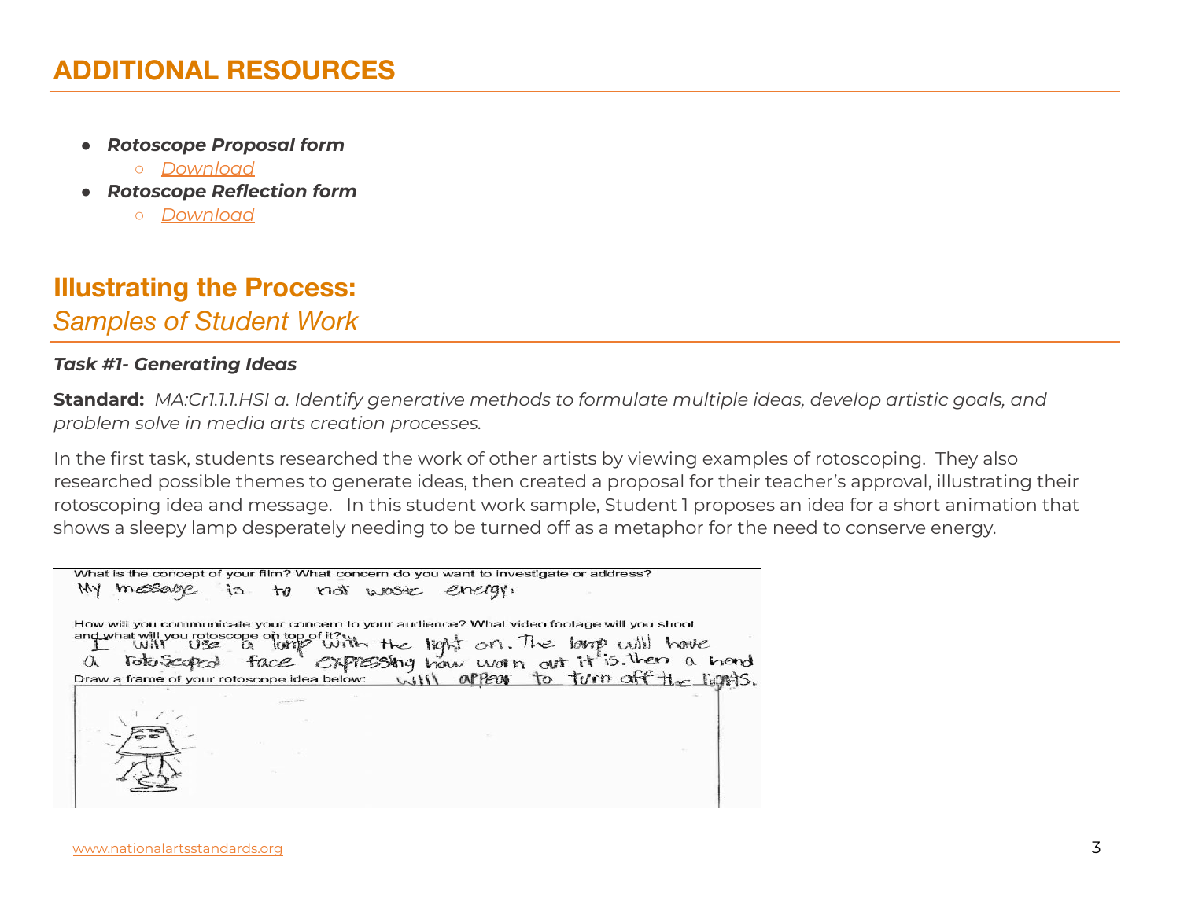## ADDITIONAL RESOURCES

- ***Rotoscope Proposal form***
  - *Download*
- ***Rotoscope Reflection form***
  - *Download*

## Illustrating the Process:
### *Samples of Student Work*

***Task #1- Generating Ideas***

**Standard:** *MA:Cr1.1.1.HSI a. Identify generative methods to formulate multiple ideas, develop artistic goals, and problem solve in media arts creation processes.*

In the first task, students researched the work of other artists by viewing examples of rotoscoping. They also researched possible themes to generate ideas, then created a proposal for their teacher's approval, illustrating their rotoscoping idea and message. In this student work sample, Student 1 proposes an idea for a short animation that shows a sleepy lamp desperately needing to be turned off as a metaphor for the need to conserve energy.

What is the concept of your film? What concern do you want to investigate or address?
My message is to not waste energy.

How will you communicate your concern to your audience? What video footage will you shoot and what will you rotoscope on top of it?
I will use a lamp with the light on. The lamp will have a rotoscoped face expressing how worn out it is. then a hand will appear to turn off the lights.

Draw a frame of your rotoscope idea below: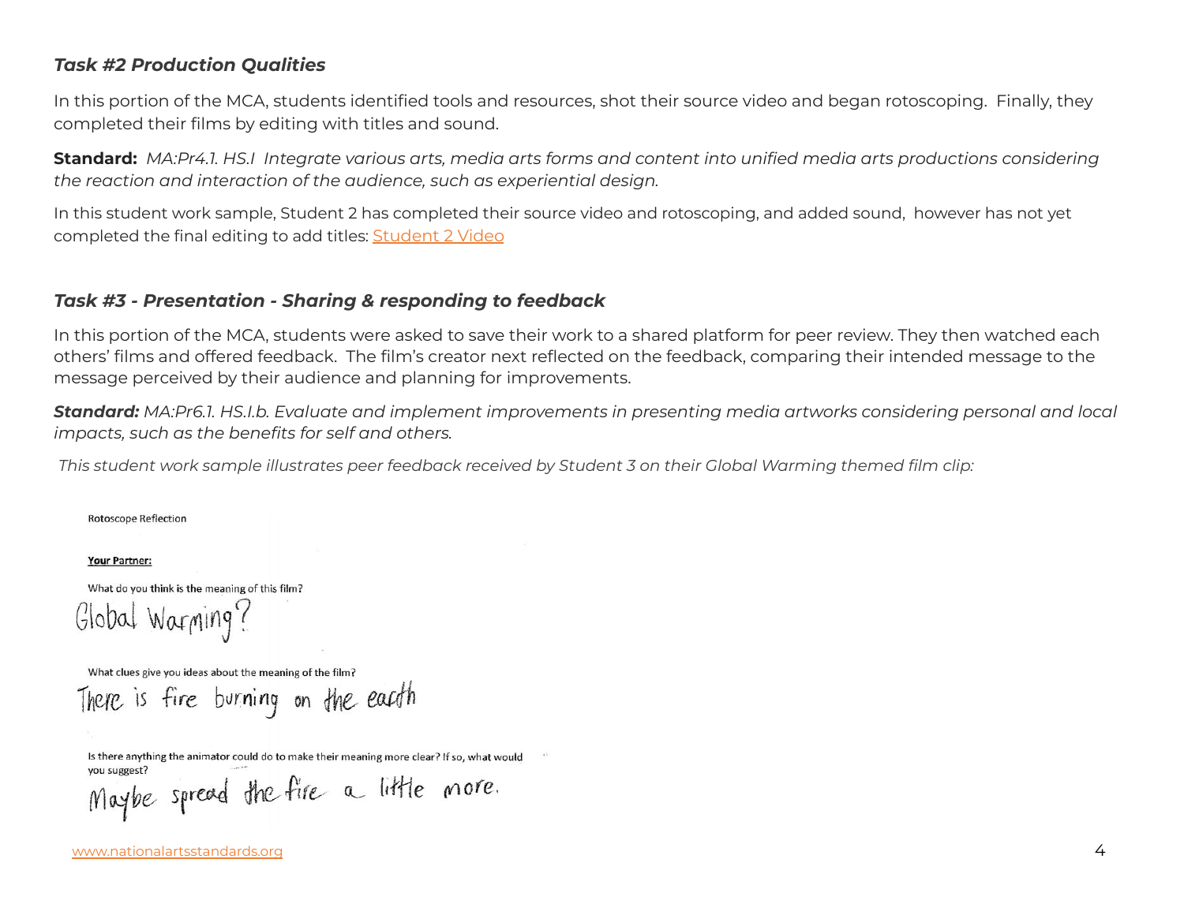### *Task #2 Production Qualities*

In this portion of the MCA, students identified tools and resources, shot their source video and began rotoscoping. Finally, they completed their films by editing with titles and sound.

**Standard:** *MA:Pr4.1. HS.I Integrate various arts, media arts forms and content into unified media arts productions considering the reaction and interaction of the audience, such as experiential design.*

In this student work sample, Student 2 has completed their source video and rotoscoping, and added sound, however has not yet completed the final editing to add titles: [Student 2 Video]

### *Task #3 - Presentation - Sharing & responding to feedback*

In this portion of the MCA, students were asked to save their work to a shared platform for peer review. They then watched each others' films and offered feedback. The film's creator next reflected on the feedback, comparing their intended message to the message perceived by their audience and planning for improvements.

***Standard:*** *MA:Pr6.1. HS.I.b. Evaluate and implement improvements in presenting media artworks considering personal and local impacts, such as the benefits for self and others.*

*This student work sample illustrates peer feedback received by Student 3 on their Global Warming themed film clip:*

Rotoscope Reflection

**Your Partner:**

What do you think is the meaning of this film?

Global Warming?

What clues give you ideas about the meaning of the film?

There is fire burning on the earth

Is there anything the animator could do to make their meaning more clear? If so, what would you suggest?

Maybe spread the fire a little more.

www.nationalartsstandards.org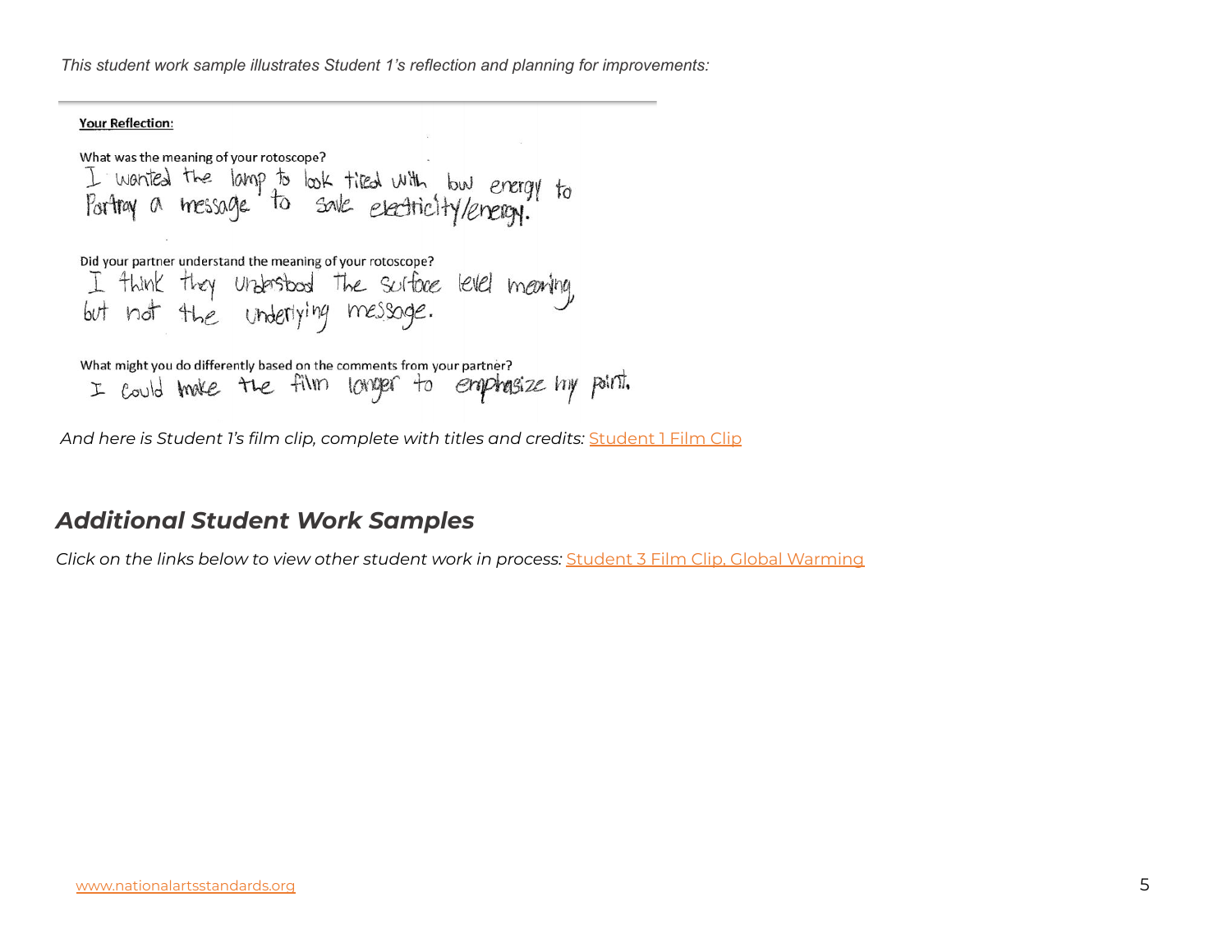*This student work sample illustrates Student 1's reflection and planning for improvements:*

**Your Reflection:**

What was the meaning of your rotoscope?

I wanted the lamp to look tired with low energy to portray a message to save electricity/energy.

Did your partner understand the meaning of your rotoscope?

I think they understood the surface level meaning but not the underlying message.

What might you do differently based on the comments from your partner?

I could make the film longer to emphasize my point.

*And here is Student 1's film clip, complete with titles and credits:* Student 1 Film Clip

## *Additional Student Work Samples*

*Click on the links below to view other student work in process:* Student 3 Film Clip, Global Warming